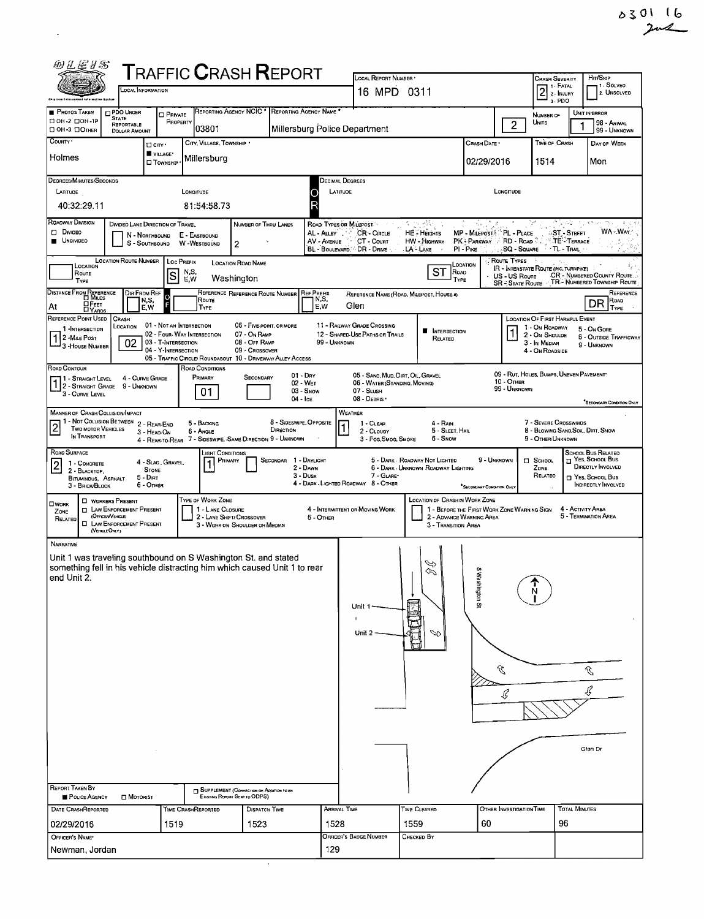0301 16

# TRAFFIC CRASH REPORT

OLEIS — LOCAL INFORMATION

| Local Report Number | Crash Severity | Hit/Skip |
|---|---|---|
| 16 MPD 0311 | 2 (1 - Fatal, 2 - Injury, 3 - PDO) | 1 - Solved, 2 - Unsolved |

| Reporting Agency NCIC | Reporting Agency Name | Number of Units | Unit in Error |
|---|---|---|---|
| 03801 | Millersburg Police Department | 2 | 1 |

| County | City, Village, Township | Crash Date | Time of Crash | Day of Week |
|---|---|---|---|---|
| Holmes | Village: Millersburg | 02/29/2016 | 1514 | Mon |

**Degrees/Minutes/Seconds**
Latitude: 40:32:29.11
Longitude: 81:54:58.73

**Roadway Division:** Undivided
**Number of Thru Lanes:** 2

**Location:** Loc Prefix: S — Location Road Name: Washington — Road Type: ST

**Distance From Reference:** At — Reference Name: Glen — Road Type: DR

**Reference Point Used:** 1 - Intersection
**Crash Location:** 02 - Four-Way Intersection
**Intersection Related:** Yes
**Location of First Harmful Event:** 1 - On Roadway

**Road Contour:** 1 - Straight Level
**Road Conditions:** Primary: 01 - Dry

**Manner of Crash Collision/Impact:** 2 - Rear-End
**Weather:** 1 - Clear

**Road Surface:** 2 - Blacktop, Bituminous, Asphalt
**Light Conditions:** Primary: 1 - Daylight

## Narrative

Unit 1 was traveling southbound on S Washington St. and stated something fell in his vehicle distracting him which caused Unit 1 to rear end Unit 2.

Diagram labels: Unit 1, Unit 2, S Washington St, Glen Dr, N

**Report Taken By:** Police Agency

| Date Crash Reported | Time Crash Reported | Dispatch Time | Arrival Time | Time Cleared | Other Investigation Time | Total Minutes |
|---|---|---|---|---|---|---|
| 02/29/2016 | 1519 | 1523 | 1528 | 1559 | 60 | 96 |

| Officer's Name | Officer's Badge Number | Checked By |
|---|---|---|
| Newman, Jordan | 129 | |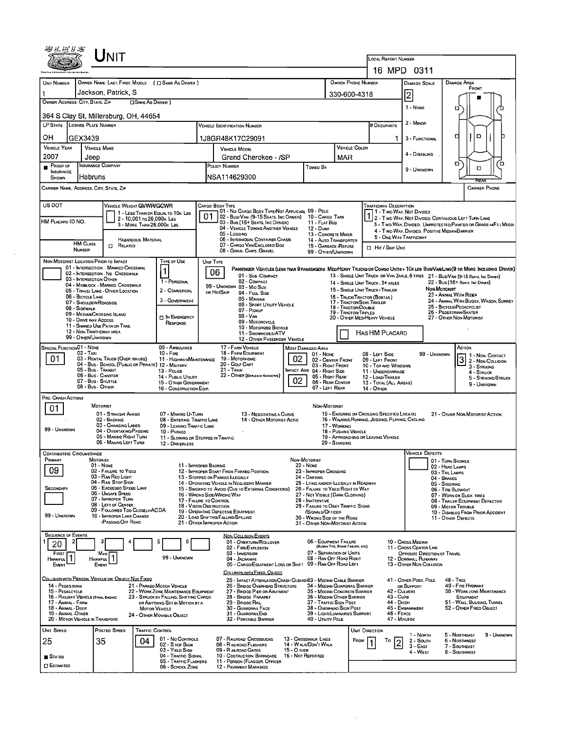# Unit

**Local Report Number:** 16 MPD 0311

| Unit Number | Owner Name: Last, First, Middle (☐ Same as Driver) | Owner Phone Number | Damage Scale | Damage Area |
|---|---|---|---|---|
| 1 | Jackson, Patrick, S | 330-600-4318 | 2 | Front |

**Owner Address: City, State, Zip** (☐ Same as Driver): 364 S Clay St, Millersburg, OH, 44654

| LP State | License Plate Number | Vehicle Identification Number | # Occupants |
|---|---|---|---|
| OH | GEX3439 | 1J8GR48K17C29091 | 1 |

| Vehicle Year | Vehicle Make | Vehicle Model | Vehicle Color |
|---|---|---|---|
| 2007 | Jeep | Grand Cherokee - /SP | MAR |

| Proof of Insurance Shown | Insurance Company | Policy Number | Towed By |
|---|---|---|---|
| ■ | Habruns | NSA114629300 | |

Damage Scale: 1 - None; 2 - Minor; 3 - Functional; 4 - Disabling; 9 - Unknown

Carrier Name, Address, City, State, Zip | Carrier Phone

US DOT

Vehicle Weight GVWR/GCWR: 1 - Less Than or Equal to 10k Lbs; 2 - 10,001 to 26,000k Lbs; 3 - More Than 26,000k Lbs.

HM Placard ID No.

HM Class Number | ☐ Related | Hazardous Material

Cargo Body Type: **01** — 01 - No Cargo Body Type/Not Applicabl; 02 - Bus/Van (9-15 Seats, Inc Driver); 03 - Bus (16+ Seats, Inc Driver); 04 - Vehicle Towing Another Vehicle; 05 - Logging; 06 - Intermodal Container Chasis; 07 - Cargo Van/Enclosed Box; 08 - Grain, Chips, Gravel; 09 - Pole; 10 - Cargo Tank; 11 - Flat Bed; 12 - Dump; 13 - Concrete Mixer; 14 - Auto Transporter; 15 - Garbage /Refuse; 99 - Other/Unknown

Trafficway Description: **1** — 1 - Two-Way, Not Divided; 2 - Two-Way, Not Divided, Continuous Left Turn Lane; 3 - Two-Way, Divided, Unprotected (Painted or Grass >4Ft.) Media; 4 - Two-Way, Divided, Positive Median Barrier; 5 - One-Way Trafficway

☐ Hit / Skip Unit

Non-Motorist Location Prior to Impact: 01 - Intersection - Marked Crosswal; 02 - Intersection - No Crosswalk; 03 - Intersection Other; 04 - Midblock - Marked Crosswalk; 05 - Travel Lane - Other Location; 06 - Bicycle Lane; 07 - Shoulder/Roadside; 08 - Sidewalk; 09 - Median/Crossing Island; 10 - Drive way Access; 11 - Shared-Use Path or Trail; 12 - Non-Trafficway Area; 99 - Other/Unknown

Type of Use: **1** — 1 - Personal; 2 - Commercial; 3 - Government; ☐ In Emergency Response

Unit Type: **06**

Passenger Vehicles (less than 9 passengers): 01 - Sub-Compact; 02 - Compact; 99 - Unknown 03 - Mid Size or Hit/Skip; 04 - Full Size; 05 - Minivan; 06 - Sport Utility Vehicle; 07 - Pickup; 08 - Van; 09 - Motorcycle; 10 - Motorized Bicycle; 11 - Snowmobile/ATV; 12 - Other Passenger Vehicle

Med/Heavy Trucks or Combo Units > 10k lbs: 13 - Single Unit Truck or Van 2axle, 6 Tires; 14 - Single Unit Truck: 3+ Axles; 15 - Single Unit Truck / Trailer; 16 - Truck/Tractor (Bobtail); 17 - Tractor/Semi-Trailer; 18 - Tractor/Double; 19 - Tractor/Triples; 20 - Other Med/Heavy Vehicle

Bus/Van/Limo (9 or More Including Driver): 21 - Bus/Van (9-15 Seats, Inc Driver); 22 - Bus (16+ Seats, Inc Driver)

Non-Motorist: 23 - Animal With Rider; 24 - Animal With Buggy, Wagon, Surrey; 25 - Bicycle/Pedacyclist; 26 - Pedestrian/Skater; 27 - Other Non-Motorist

☐ Has HM Placard

Special Function: **01** — 01 - None; 02 - Taxi; 03 - Rental Truck (Over 10k lbs); 04 - Bus - School (Public or Private); 05 - Bus - Transit; 06 - Bus - Charter; 07 - Bus - Shuttle; 08 - Bus - Other; 09 - Ambulance; 10 - Fire; 11 - Highway/Maintenance; 12 - Military; 13 - Police; 14 - Public Utility; 15 - Other Government; 16 - Construction Eqip.; 17 - Farm Vehicle; 18 - Farm Equipment; 19 - Motorhome; 20 - Golf Cart; 21 - Train; 22 - Other (Explain in Narrative)

Most Damaged Area: **02** — Impact Are: **02** — 01 - None; 02 - Center Front; 03 - Right Front; 04 - Right Side; 05 - Right Rear; 06 - Rear Center; 07 - Left Rear; 08 - Left Side; 09 - Left Front; 10 - Top and Windows; 11 - Undercarriage; 12 - Load/Trailer; 13 - Total (All Areas); 14 - Other; 99 - Unknown

Action: **3** — 1 - Non-Contact; 2 - Non-Collision; 3 - Striking; 4 - Struck; 5 - Striking/Struck; 9 - Unknown

Pre-Crash Actions: **01**

Motorist: 01 - Straight Ahead; 02 - Backing; 03 - Changing Lanes; 04 - Overtaking/Passing; 05 - Making Right Turn; 06 - Making Left Turn; 07 - Making U-Turn; 08 - Entering Traffic Lane; 09 - Leaving Traffic Lane; 10 - Parked; 11 - Slowing or Stopped in Traffic; 12 - Driverless; 13 - Negotiating a Curve; 14 - Other Motorist Actio; 99 - Unknown

Non-Motorist: 15 - Entering or Crossing Specified Locatio; 16 - Walking, Running, Jogging, Playing, Cycling; 17 - Working; 18 - Pushing Vehicle; 19 - Approaching or Leaving Vehicle; 20 - Standing; 21 - Other Non-Motorist Action

Contributing Circumstance: Primary **09**; Secondary (blank)

Motorist: 01 - None; 02 - Failure to Yield; 03 - Ran Red Light; 04 - Ran Stop Sign; 05 - Exceeded Speed Limit; 06 - Unsafe Speed; 07 - Improper Turn; 08 - Left of Center; 09 - Followed Too Closely/ACDA; 10 - Improper Lane Change /Passing/Off Road; 11 - Improper Backing; 12 - Improper Start From Parked Position; 13 - Stopped or Parked Illegally; 14 - Operating Vehicle in Negligent Manner; 15 - Swering to Avoid (Due to External Conditions); 16 - Wrong Side/Wrong Way; 17 - Failure to Control; 18 - Vision Obstruction; 19 - Operating Defective Equipment; 20 - Load Shifting/Falling/Spilling; 21 - Other Improper Action; 99 - Unknown

Non-Motorist: 22 - None; 23 - Improper Crossing; 24 - Darting; 25 - Lying and/or Illegally in Roadway; 26 - Failure to Yield Right of Way; 27 - Not Visible (Dark Clothing); 28 - Inattentive; 29 - Failure to Obey Traffic Signs /Signals/Officer; 30 - Wrong Side of the Road; 31 - Other Non-Motorist Action

Vehicle Defects: 01 - Turn Signals; 02 - Head Lamps; 03 - Tail Lamps; 04 - Brakes; 05 - Steering; 06 - Tire Blowout; 07 - Worn or Slick Tires; 08 - Trailer Equipment Defective; 09 - Motor Trouble; 10 - Disabled From Prior Accident; 11 - Other Defects

Sequence of Events: 1: **20**; 2; 3; 4; 5; 6

First Harmful Event: **1**; Most Harmful Event: **1**; 99 - Unknown

Non-Collision Events: 01 - Overturn/Rollover; 02 - Fire/Explosion; 03 - Immersion; 04 - Jackknife; 05 - Cargo/Equipment Loss or Shift; 06 - Equipment Failure (Blown Tire, Brake Failure, etc); 07 - Separation of Units; 08 - Ran Off Road Right; 09 - Ran Off Road Left; 10 - Cross Median; 11 - Cross Center Line Opposite Direction of Travel; 12 - Downhill Runaway; 13 - Other Non-Collision

Collision with Person, Vehicle or Object Not Fixed: 14 - Pedestrian; 15 - Pedalcycle; 16 - Railway Vehicle (Train, Engine); 17 - Animal - Farm; 18 - Animal - Deer; 19 - Animal - Other; 20 - Motor Vehicle in Transport; 21 - Parked Motor Vehicle; 22 - Work Zone Maintenance Equipment; 23 - Struck by Falling, Shifting Cargo or Anything Set in Motion by a Motor Vehicle; 24 - Other Movable Object

Collision with Fixed, Object: 25 - Impact Attenuator/Crash Cushion; 26 - Bridge Overhead Structure; 27 - Bridge Pier or Abutment; 28 - Bridge Parapet; 29 - Bridge Rail; 30 - Guardrail Face; 31 - Guardrail End; 32 - Portable Barrier; 33 - Median Cable Barrier; 34 - Median Guardrail Barrier; 35 - Median Concrete Barrier; 36 - Median Other Barrier; 37 - Traffic Sign Post; 38 - Overhead Sign Post; 39 - Light/Luminaries Support; 40 - Utility Pole; 41 - Other Post, Pole or Support; 42 - Culvert; 43 - Curb; 44 - Ditch; 45 - Embankment; 46 - Fence; 47 - Mailbox; 48 - Tree; 49 - Fire Hydrant; 50 - Work Zone Maintenance Equipment; 51 - Wall, Building, Tunnel; 52 - Other Fixed Object

| Unit Speed | Posted Speed | Traffic Control | Unit Direction |
|---|---|---|---|
| 25 | 35 | 04 | From 1 To 2 |

■ Stated; ☐ Estimated

Traffic Control: 01 - No Controls; 02 - Stop Sign; 03 - Yield Sign; 04 - Traffic Signal; 05 - Traffic Flashers; 06 - School Zone; 07 - Railroad Crossbucks; 08 - Railroad Flashers; 09 - Railroad Gates; 10 - Costruction Barricade; 11 - Person (Flagger, Officer); 12 - Pavement Markings; 13 - Crosswalk Lines; 14 - Walk/Don't Walk; 15 - Other; 16 - Not Reported

Unit Direction: 1 - North; 2 - South; 3 - East; 4 - West; 5 - Northeast; 6 - Northwest; 7 - Southeast; 8 - Southwest; 9 - Unknown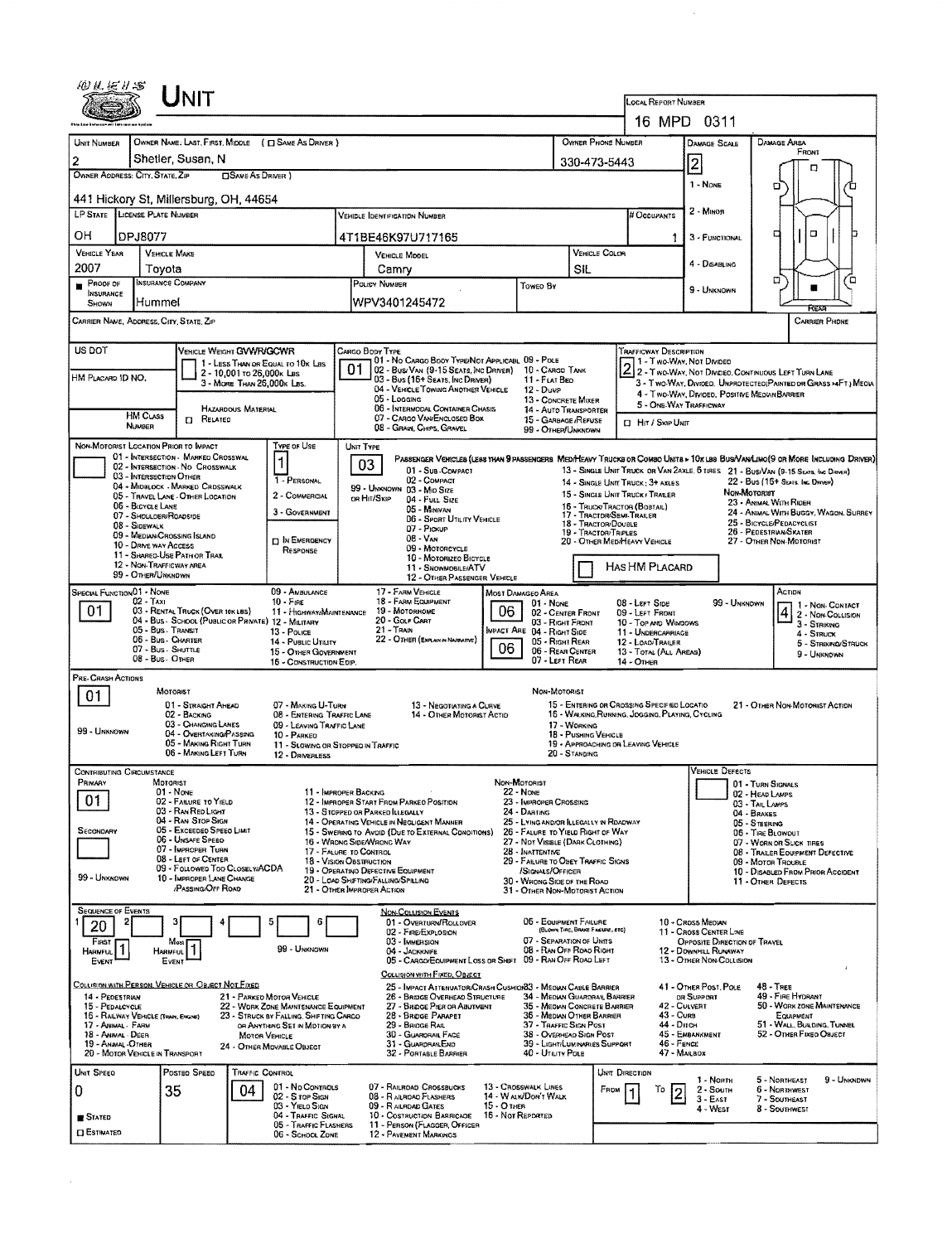# UNIT

**LOCAL REPORT NUMBER:** 16 MPD 0311

| UNIT NUMBER | OWNER NAME: LAST, FIRST, MIDDLE ( ☐ SAME AS DRIVER ) | OWNER PHONE NUMBER | DAMAGE SCALE | DAMAGE AREA |
|---|---|---|---|---|
| 2 | Shetler, Susan, N | 330-473-5443 | 2 | FRONT |

**OWNER ADDRESS: CITY, STATE, ZIP** ☐ SAME AS DRIVER )
441 Hickory St, Millersburg, OH, 44654

| LP STATE | LICENSE PLATE NUMBER | VEHICLE IDENTIFICATION NUMBER | # OCCUPANTS |
|---|---|---|---|
| OH | DPJ8077 | 4T1BE46K97U717165 | 1 |

| VEHICLE YEAR | VEHICLE MAKE | VEHICLE MODEL | VEHICLE COLOR |
|---|---|---|---|
| 2007 | Toyota | Camry | SIL |

| ■ PROOF OF INSURANCE SHOWN | INSURANCE COMPANY | POLICY NUMBER | TOWED BY |
|---|---|---|---|
| | Hummel | WPV3401245472 | |

DAMAGE SCALE: 1 - NONE; 2 - MINOR; 3 - FUNCTIONAL; 4 - DISABLING; 9 - UNKNOWN

CARRIER NAME, ADDRESS, CITY, STATE, ZIP — CARRIER PHONE

US DOT — VEHICLE WEIGHT GVWR/GCWR: 1 - LESS THAN OR EQUAL TO 10K LBS; 2 - 10,001 TO 26,000K LBS; 3 - MORE THAN 26,000K LBS.

HM PLACARD ID NO. — HM CLASS NUMBER — HAZARDOUS MATERIAL ☐ RELATED

CARGO BODY TYPE: **01** — 01 - NO CARGO BODY TYPE/NOT APPLICABLE; 02 - BUS/VAN (9-15 SEATS, INC DRIVER); 03 - BUS (16+ SEATS, INC DRIVER); 04 - VEHICLE TOWING ANOTHER VEHICLE; 05 - LOGGING; 06 - INTERMODAL CONTAINER CHASIS; 07 - CARGO VAN/ENCLOSED BOX; 08 - GRAIN, CHIPS, GRAVEL; 09 - POLE; 10 - CARGO TANK; 11 - FLAT BED; 12 - DUMP; 13 - CONCRETE MIXER; 14 - AUTO TRANSPORTER; 15 - GARBAGE /REFUSE; 99 - OTHER/UNKNOWN

TRAFFICWAY DESCRIPTION: **2** — 1 - TWO-WAY, NOT DIVIDED; 2 - TWO-WAY, NOT DIVIDED, CONTINUOUS LEFT TURN LANE; 3 - TWO-WAY, DIVIDED, UNPROTECTED (PAINTED OR GRASS >4FT.) MEDIA; 4 - TWO-WAY, DIVIDED, POSITIVE MEDIAN BARRIER; 5 - ONE-WAY TRAFFICWAY; ☐ HIT / SKIP UNIT

NON-MOTORIST LOCATION PRIOR TO IMPACT: 01 - INTERSECTION - MARKED CROSSWAL; 02 - INTERSECTION - NO CROSSWALK; 03 - INTERSECTION OTHER; 04 - MIDBLOCK - MARKED CROSSWALK; 05 - TRAVEL LANE - OTHER LOCATION; 06 - BICYCLE LANE; 07 - SHOULDER/ROADSIDE; 08 - SIDEWALK; 09 - MEDIAN/CROSSING ISLAND; 10 - DRIVE WAY ACCESS; 11 - SHARED-USE PATH OR TRAIL; 12 - NON-TRAFFICWAY AREA; 99 - OTHER/UNKNOWN

TYPE OF USE: **1** — 1 - PERSONAL; 2 - COMMERCIAL; 3 - GOVERNMENT; ☐ IN EMERGENCY RESPONSE

UNIT TYPE: **03** — PASSENGER VEHICLES (LESS THAN 9 PASSENGERS MED/HEAVY TRUCKS OR COMBO UNITS > 10K LBS BUS/VAN/LIMO(9 OR MORE INCLUDING DRIVER): 01 - SUB-COMPACT; 02 - COMPACT; 99 - UNKNOWN 03 - MID SIZE OR HIT/SKIP; 04 - FULL SIZE; 05 - MINIVAN; 06 - SPORT UTILITY VEHICLE; 07 - PICKUP; 08 - VAN; 09 - MOTORCYCLE; 10 - MOTORIZED BICYCLE; 11 - SNOWMOBILE/ATV; 12 - OTHER PASSENGER VEHICLE; 13 - SINGLE UNIT TRUCK OR VAN 2AXLE, 6 TIRES; 14 - SINGLE UNIT TRUCK: 3+ AXLES; 15 - SINGLE UNIT TRUCK / TRAILER; 16 - TRUCK/TRACTOR (BOBTAIL); 17 - TRACTOR/SEMI-TRAILER; 18 - TRACTOR/DOUBLE; 19 - TRACTOR/TRIPLES; 20 - OTHER MED/HEAVY VEHICLE; 21 - BUS/VAN (9-15 SEATS, INC DRIVER); 22 - BUS (16+ SEATS, INC DRIVER); NON-MOTORIST: 23 - ANIMAL WITH RIDER; 24 - ANIMAL WITH BUGGY, WAGON, SURREY; 25 - BICYCLE/PEDACYCLIST; 26 - PEDESTRIAN/SKATER; 27 - OTHER NON-MOTORIST; ☐ HAS HM PLACARD

SPECIAL FUNCTION: **01** — 01 - NONE; 02 - TAXI; 03 - RENTAL TRUCK (OVER 10K LBS); 04 - BUS - SCHOOL (PUBLIC OR PRIVATE); 05 - BUS - TRANSIT; 06 - BUS - CHARTER; 07 - BUS - SHUTTLE; 08 - BUS - OTHER; 09 - AMBULANCE; 10 - FIRE; 11 - HIGHWAY/MAINTENANCE; 12 - MILITARY; 13 - POLICE; 14 - PUBLIC UTILITY; 15 - OTHER GOVERNMENT; 16 - CONSTRUCTION EQIP.; 17 - FARM VEHICLE; 18 - FARM EQUIPMENT; 19 - MOTORHOME; 20 - GOLF CART; 21 - TRAIN; 22 - OTHER (EXPLAIN IN NARRATIVE)

MOST DAMAGED AREA: **06**; IMPACT ARE: **06** — 01 - NONE; 02 - CENTER FRONT; 03 - RIGHT FRONT; 04 - RIGHT SIDE; 05 - RIGHT REAR; 06 - REAR CENTER; 07 - LEFT REAR; 08 - LEFT SIDE; 09 - LEFT FRONT; 10 - TOP AND WINDOWS; 11 - UNDERCARRIAGE; 12 - LOAD/TRAILER; 13 - TOTAL (ALL AREAS); 14 - OTHER; 99 - UNKNOWN

ACTION: **4** — 1 - NON-CONTACT; 2 - NON-COLLISION; 3 - STRIKING; 4 - STRUCK; 5 - STRIKING/STRUCK; 9 - UNKNOWN

PRE-CRASH ACTIONS: **01** — MOTORIST: 01 - STRAIGHT AHEAD; 02 - BACKING; 03 - CHANGING LANES; 04 - OVERTAKING/PASSING; 05 - MAKING RIGHT TURN; 06 - MAKING LEFT TURN; 07 - MAKING U-TURN; 08 - ENTERING TRAFFIC LANE; 09 - LEAVING TRAFFIC LANE; 10 - PARKED; 11 - SLOWING OR STOPPED IN TRAFFIC; 12 - DRIVERLESS; 13 - NEGOTIATING A CURVE; 14 - OTHER MOTORIST ACTIO; 99 - UNKNOWN. NON-MOTORIST: 15 - ENTERING OR CROSSING SPECIFIED LOCATIO; 16 - WALKING, RUNNING, JOGGING, PLAYING, CYCLING; 17 - WORKING; 18 - PUSHING VEHICLE; 19 - APPROACHING OR LEAVING VEHICLE; 20 - STANDING; 21 - OTHER NON-MOTORIST ACTION

CONTRIBUTING CIRCUMSTANCE: PRIMARY **01**; SECONDARY (blank) — MOTORIST: 01 - NONE; 02 - FAILURE TO YIELD; 03 - RAN RED LIGHT; 04 - RAN STOP SIGN; 05 - EXCEEDED SPEED LIMIT; 06 - UNSAFE SPEED; 07 - IMPROPER TURN; 08 - LEFT OF CENTER; 09 - FOLLOWED TOO CLOSELY/ACDA; 10 - IMPROPER LANE CHANGE /PASSING/OFF ROAD; 11 - IMPROPER BACKING; 12 - IMPROPER START FROM PARKED POSITION; 13 - STOPPED OR PARKED ILLEGALLY; 14 - OPERATING VEHICLE IN NEGLIGENT MANNER; 15 - SWERING TO AVOID (DUE TO EXTERNAL CONDITIONS); 16 - WRONG SIDE/WRONG WAY; 17 - FALURE TO CONTROL; 18 - VISION OBSTRUCTION; 19 - OPERATING DEFECTIVE EQUIPMENT; 20 - LOAD SHIFTING/FALLING/SPILLING; 21 - OTHER IMPROPER ACTION; 99 - UNKNOWN. NON-MOTORIST: 22 - NONE; 23 - IMPROPER CROSSING; 24 - DARTING; 25 - LYING AND/OR ILLEGALLY IN ROADWAY; 26 - FALURE TO YIELD RIGHT OF WAY; 27 - NOT VISIBLE (DARK CLOTHING); 28 - INATTENTIVE; 29 - FAILURE TO OBEY TRAFFIC SIGNS /SIGNALS/OFFICER; 30 - WRONG SIDE OF THE ROAD; 31 - OTHER NON-MOTORIST ACTION

VEHICLE DEFECTS: 01 - TURN SIGNALS; 02 - HEAD LAMPS; 03 - TAIL LAMPS; 04 - BRAKES; 05 - STEERING; 06 - TIRE BLOWOUT; 07 - WORN OR SLICK TIRES; 08 - TRAILER EQUIPMENT DEFECTIVE; 09 - MOTOR TROUBLE; 10 - DISABLED FROM PRIOR ACCIDENT; 11 - OTHER DEFECTS

SEQUENCE OF EVENTS: 1: **20**; 2; 3; 4; 5; 6 — FIRST HARMFUL EVENT: **1**; MOST HARMFUL EVENT: **1**; 99 - UNKNOWN

NON-COLLISION EVENTS: 01 - OVERTURN/ROLLOVER; 02 - FIRE/EXPLOSION; 03 - IMMERSION; 04 - JACKKNIFE; 05 - CARGO/EQUIPMENT LOSS OR SHIFT; 06 - EQUIPMENT FAILURE (BLOWN TIRE, BRAKE FAILURE, ETC); 07 - SEPARATION OF UNITS; 08 - RAN OFF ROAD RIGHT; 09 - RAN OFF ROAD LEFT; 10 - CROSS MEDIAN; 11 - CROSS CENTER LINE OPPOSITE DIRECTION OF TRAVEL; 12 - DOWNHILL RUNAWAY; 13 - OTHER NON-COLLISION

COLLISION WITH PERSON, VEHICLE OR OBJECT NOT FIXED: 14 - PEDESTRIAN; 15 - PEDALCYCLE; 16 - RAILWAY VEHICLE (TRAIN, ENGINE); 17 - ANIMAL - FARM; 18 - ANIMAL - DEER; 19 - ANIMAL - OTHER; 20 - MOTOR VEHICLE IN TRANSPORT; 21 - PARKED MOTOR VEHICLE; 22 - WORK ZONE MAINTENANCE EQUIPMENT; 23 - STRUCK BY FALLING, SHIFTING CARGO OR ANYTHING SET IN MOTION BY A MOTOR VEHICLE; 24 - OTHER MOVABLE OBJECT

COLLISION WITH FIXED, OBJECT: 25 - IMPACT ATTENUATOR/CRASH CUSHION; 26 - BRIDGE OVERHEAD STRUCTURE; 27 - BRIDGE PIER OR ABUTMENT; 28 - BRIDGE PARAPET; 29 - BRIDGE RAIL; 30 - GUARDRAIL FACE; 31 - GUARDRAIL END; 32 - PORTABLE BARRIER; 33 - MEDIAN CABLE BARRIER; 34 - MEDIAN GUARDRAIL BARRIER; 35 - MEDIAN CONCRETE BARRIER; 36 - MEDIAN OTHER BARRIER; 37 - TRAFFIC SIGN POST; 38 - OVERHEAD SIGN POST; 39 - LIGHT/LUMINARIES SUPPORT; 40 - UTILITY POLE; 41 - OTHER POST, POLE OR SUPPORT; 42 - CULVERT; 43 - CURB; 44 - DITCH; 45 - EMBANKMENT; 46 - FENCE; 47 - MAILBOX; 48 - TREE; 49 - FIRE HYDRANT; 50 - WORK ZONE MAINTENANCE EQUIPMENT; 51 - WALL, BUILDING, TUNNEL; 52 - OTHER FIXED OBJECT

| UNIT SPEED | POSTED SPEED | TRAFFIC CONTROL | UNIT DIRECTION |
|---|---|---|---|
| 0 | 35 | 04 | FROM 1 TO 2 |

■ STATED ☐ ESTIMATED

TRAFFIC CONTROL: 01 - NO CONTROLS; 02 - STOP SIGN; 03 - YIELD SIGN; 04 - TRAFFIC SIGNAL; 05 - TRAFFIC FLASHERS; 06 - SCHOOL ZONE; 07 - RAILROAD CROSSBUCKS; 08 - RAILROAD FLASHERS; 09 - RAILROAD GATES; 10 - CONSTRUCTION BARRICADE; 11 - PERSON (FLAGGER, OFFICER; 12 - PAVEMENT MARKINGS; 13 - CROSSWALK LINES; 14 - WALK/DON'T WALK; 15 - OTHER; 16 - NOT REPORTED

UNIT DIRECTION: 1 - NORTH; 2 - SOUTH; 3 - EAST; 4 - WEST; 5 - NORTHEAST; 6 - NORTHWEST; 7 - SOUTHEAST; 8 - SOUTHWEST; 9 - UNKNOWN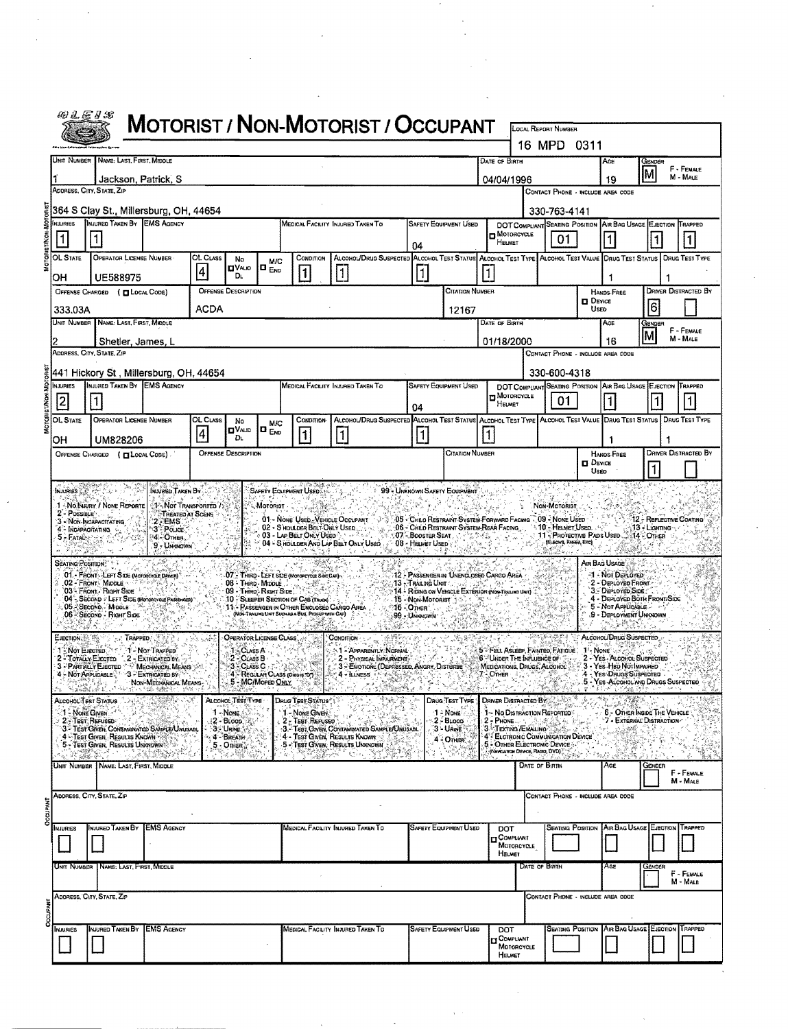# MOTORIST / NON-MOTORIST / OCCUPANT

LOCAL REPORT NUMBER: 16 MPD 0311

## Motorist/Non-Motorist

| UNIT NUMBER | NAME: LAST, FIRST, MIDDLE | DATE OF BIRTH | AGE | GENDER (F - FEMALE, M - MALE) |
|---|---|---|---|---|
| 1 | Jackson, Patrick, S | 04/04/1996 | 19 | M |

| ADDRESS, CITY, STATE, ZIP | CONTACT PHONE - INCLUDE AREA CODE |
|---|---|
| 364 S Clay St., Millersburg, OH, 44654 | 330-763-4141 |

| INJURIES | INJURED TAKEN BY | EMS AGENCY | MEDICAL FACILITY INJURED TAKEN TO | SAFETY EQUIPMENT USED | DOT COMPLIANT MOTORCYCLE HELMET | SEATING POSITION | AIR BAG USAGE | EJECTION | TRAPPED |
|---|---|---|---|---|---|---|---|---|---|
| 1 | 1 | | | 04 | | 01 | 1 | 1 | 1 |

| OL STATE | OPERATOR LICENSE NUMBER | OL CLASS | NO VALID DL | M/C END | CONDITION | ALCOHOL/DRUG SUSPECTED | ALCOHOL TEST STATUS | ALCOHOL TEST TYPE | ALCOHOL TEST VALUE | DRUG TEST STATUS | DRUG TEST TYPE |
|---|---|---|---|---|---|---|---|---|---|---|---|
| OH | UE588975 | 4 | | | 1 | 1 | 1 | 1 | | 1 | 1 |

| OFFENSE CHARGED (LOCAL CODE) | OFFENSE DESCRIPTION | CITATION NUMBER | HANDS-FREE DEVICE USED | DRIVER DISTRACTED BY |
|---|---|---|---|---|
| 333.03A | ACDA | 12167 | | 6 |

| UNIT NUMBER | NAME: LAST, FIRST, MIDDLE | DATE OF BIRTH | AGE | GENDER (F - FEMALE, M - MALE) |
|---|---|---|---|---|
| 2 | Shetler, James, L | 01/18/2000 | 16 | M |

| ADDRESS, CITY, STATE, ZIP | CONTACT PHONE - INCLUDE AREA CODE |
|---|---|
| 441 Hickory St, Millersburg, OH, 44654 | 330-600-4318 |

| INJURIES | INJURED TAKEN BY | EMS AGENCY | MEDICAL FACILITY INJURED TAKEN TO | SAFETY EQUIPMENT USED | DOT COMPLIANT MOTORCYCLE HELMET | SEATING POSITION | AIR BAG USAGE | EJECTION | TRAPPED |
|---|---|---|---|---|---|---|---|---|---|
| 2 | 1 | | | 04 | | 01 | 1 | 1 | 1 |

| OL STATE | OPERATOR LICENSE NUMBER | OL CLASS | NO VALID DL | M/C END | CONDITION | ALCOHOL/DRUG SUSPECTED | ALCOHOL TEST STATUS | ALCOHOL TEST TYPE | ALCOHOL TEST VALUE | DRUG TEST STATUS | DRUG TEST TYPE |
|---|---|---|---|---|---|---|---|---|---|---|---|
| OH | UM828206 | 4 | | | 1 | 1 | 1 | 1 | | 1 | 1 |

| OFFENSE CHARGED (LOCAL CODE) | OFFENSE DESCRIPTION | CITATION NUMBER | HANDS-FREE DEVICE USED | DRIVER DISTRACTED BY |
|---|---|---|---|---|
| | | | | 1 |

## Codes

**INJURIES:** 1 - No Injury / None Reported; 2 - Possible; 3 - Non-Incapacitating; 4 - Incapacitating; 5 - Fatal

**INJURED TAKEN BY:** 1 - Not Transported / Treated at Scene; 2 - EMS; 3 - Police; 4 - Other; 9 - Unknown

**SAFETY EQUIPMENT USED:** 99 - Unknown Safety Equipment
- Motorist: 01 - None Used - Vehicle Occupant; 02 - Shoulder Belt Only Used; 03 - Lap Belt Only Used; 04 - Shoulder and Lap Belt Only Used; 05 - Child Restraint System-Forward Facing; 06 - Child Restraint System-Rear Facing; 07 - Booster Seat; 08 - Helmet Used
- Non-Motorist: 09 - None Used; 10 - Helmet Used; 11 - Protective Pads Used (Elbows, Knees, Etc); 12 - Reflective Coating; 13 - Lighting; 14 - Other

**SEATING POSITION:** 01 - Front - Left Side (Motorcycle Driver); 02 - Front - Middle; 03 - Front - Right Side; 04 - Second - Left Side (Motorcycle Passenger); 05 - Second - Middle; 06 - Second - Right Side; 07 - Third - Left Side (Motorcycle Side Car); 08 - Third - Middle; 09 - Third - Right Side; 10 - Sleeper Section of Cab (Truck); 11 - Passenger in Other Enclosed Cargo Area (Non-Trailing Unit Such as a Bus, Pickup with Cap); 12 - Passenger in Unenclosed Cargo Area; 13 - Trailing Unit; 14 - Riding on Vehicle Exterior (Non-Trailing Unit); 15 - Non-Motorist; 16 - Other; 99 - Unknown

**AIR BAG USAGE:** 1 - Not Deployed; 2 - Deployed Front; 3 - Deployed Side; 4 - Deployed Both Front/Side; 5 - Not Applicable; 9 - Deployment Unknown

**EJECTION:** 1 - Not Ejected; 2 - Totally Ejected; 3 - Partially Ejected; 4 - Not Applicable

**TRAPPED:** 1 - Not Trapped; 2 - Extricated by Mechanical Means; 3 - Extricated by Non-Mechanical Means

**OPERATOR LICENSE CLASS:** 1 - Class A; 2 - Class B; 3 - Class C; 4 - Regular Class (Ohio is "D"); 5 - M/C/Moped Only

**CONDITION:** 1 - Apparently Normal; 2 - Physical Impairment; 3 - Emotional (Depressed, Angry, Disturbed); 4 - Illness; 5 - Fell Asleep, Fainted, Fatigue; 6 - Under the Influence of Medications, Drugs, Alcohol; 7 - Other

**ALCOHOL/DRUG SUSPECTED:** 1 - None; 2 - Yes - Alcohol Suspected; 3 - Yes - HBD Not Impaired; 4 - Yes - Drugs Suspected; 5 - Yes - Alcohol and Drugs Suspected

**ALCOHOL TEST STATUS:** 1 - None Given; 2 - Test Refused; 3 - Test Given, Contaminated Sample/Unusable; 4 - Test Given, Results Known; 5 - Test Given, Results Unknown

**ALCOHOL TEST TYPE:** 1 - None; 2 - Blood; 3 - Urine; 4 - Breath; 5 - Other

**DRUG TEST STATUS:** 1 - None Given; 2 - Test Refused; 3 - Test Given, Contaminated Sample/Unusable; 4 - Test Given, Results Known; 5 - Test Given, Results Unknown

**DRUG TEST TYPE:** 1 - None; 2 - Blood; 3 - Urine; 4 - Other

**DRIVER DISTRACTED BY:** 1 - No Distraction Reported; 2 - Phone; 3 - Texting/Emailing; 4 - Electronic Communication Device; 5 - Other Electronic Device (Navigation Device, Radio, DVD); 6 - Other Inside the Vehicle; 7 - External Distraction

## Occupant

| UNIT NUMBER | NAME: LAST, FIRST, MIDDLE | DATE OF BIRTH | AGE | GENDER (F - FEMALE, M - MALE) |
|---|---|---|---|---|
| | | | | |

| ADDRESS, CITY, STATE, ZIP | CONTACT PHONE - INCLUDE AREA CODE |
|---|---|
| | |

| INJURIES | INJURED TAKEN BY | EMS AGENCY | MEDICAL FACILITY INJURED TAKEN TO | SAFETY EQUIPMENT USED | DOT COMPLIANT MOTORCYCLE HELMET | SEATING POSITION | AIR BAG USAGE | EJECTION | TRAPPED |
|---|---|---|---|---|---|---|---|---|---|
| | | | | | | | | | |

| UNIT NUMBER | NAME: LAST, FIRST, MIDDLE | DATE OF BIRTH | AGE | GENDER (F - FEMALE, M - MALE) |
|---|---|---|---|---|
| | | | | |

| ADDRESS, CITY, STATE, ZIP | CONTACT PHONE - INCLUDE AREA CODE |
|---|---|
| | |

| INJURIES | INJURED TAKEN BY | EMS AGENCY | MEDICAL FACILITY INJURED TAKEN TO | SAFETY EQUIPMENT USED | DOT COMPLIANT MOTORCYCLE HELMET | SEATING POSITION | AIR BAG USAGE | EJECTION | TRAPPED |
|---|---|---|---|---|---|---|---|---|---|
| | | | | | | | | | |